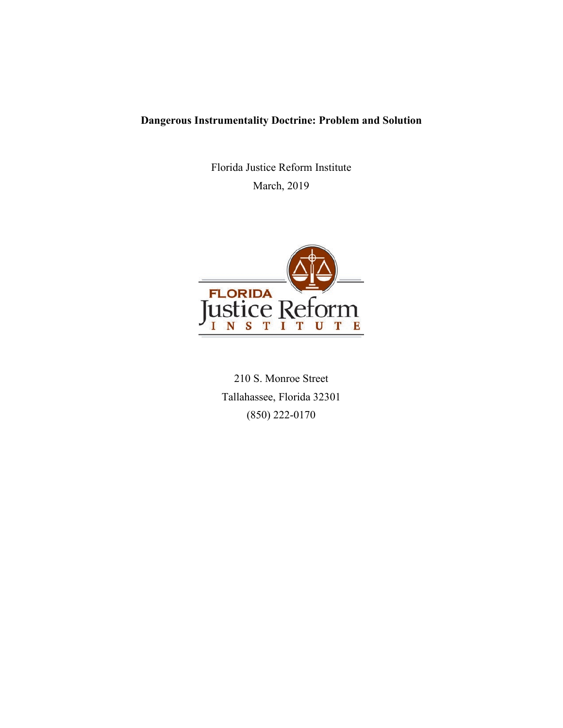# Dangerous Instrumentality Doctrine: Problem and Solution

Florida Justice Reform Institute

March, 2019

FLORIDA Justice Reform INSTITUTE

210 S. Monroe Street

Tallahassee, Florida 32301

(850) 222-0170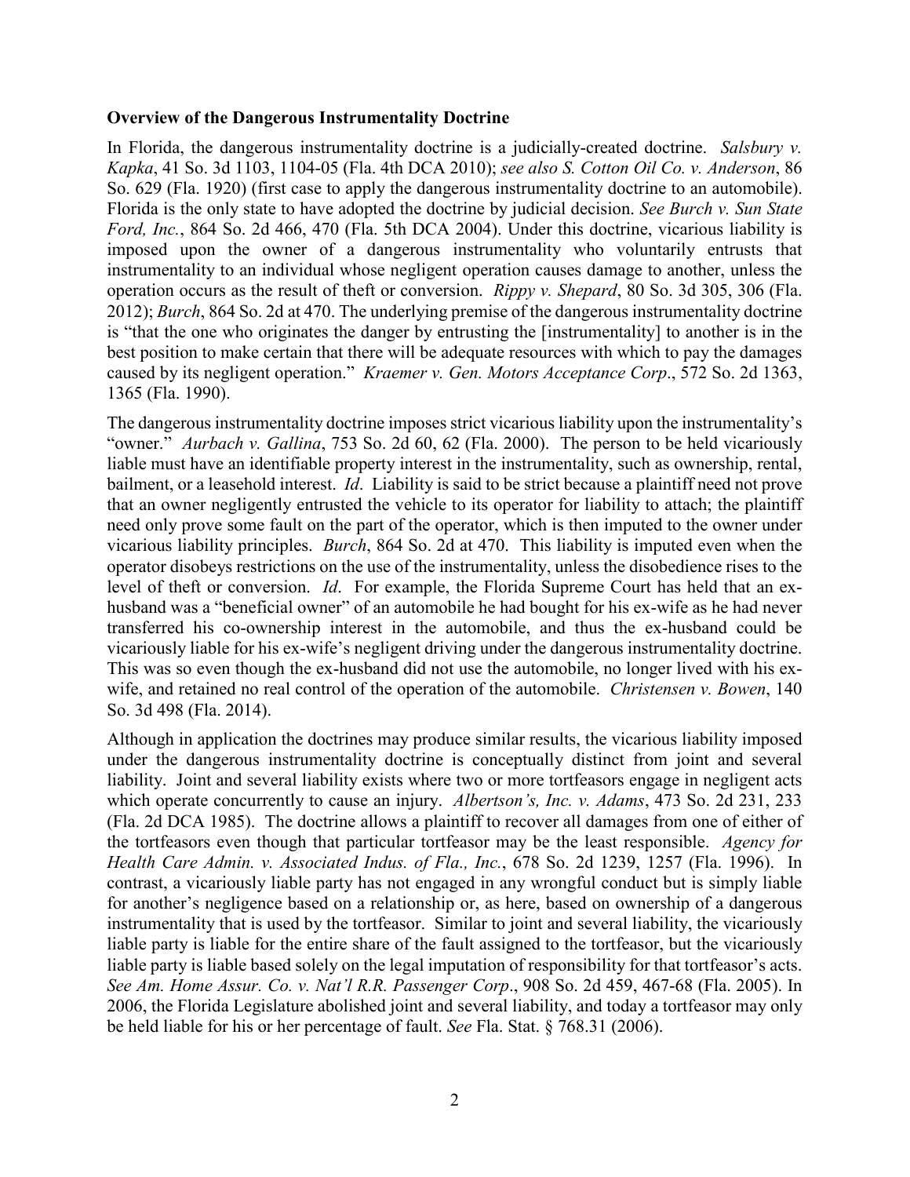**Overview of the Dangerous Instrumentality Doctrine**

In Florida, the dangerous instrumentality doctrine is a judicially-created doctrine. *Salsbury v. Kapka*, 41 So. 3d 1103, 1104-05 (Fla. 4th DCA 2010); *see also S. Cotton Oil Co. v. Anderson*, 86 So. 629 (Fla. 1920) (first case to apply the dangerous instrumentality doctrine to an automobile). Florida is the only state to have adopted the doctrine by judicial decision. *See Burch v. Sun State Ford, Inc.*, 864 So. 2d 466, 470 (Fla. 5th DCA 2004). Under this doctrine, vicarious liability is imposed upon the owner of a dangerous instrumentality who voluntarily entrusts that instrumentality to an individual whose negligent operation causes damage to another, unless the operation occurs as the result of theft or conversion. *Rippy v. Shepard*, 80 So. 3d 305, 306 (Fla. 2012); *Burch*, 864 So. 2d at 470. The underlying premise of the dangerous instrumentality doctrine is "that the one who originates the danger by entrusting the [instrumentality] to another is in the best position to make certain that there will be adequate resources with which to pay the damages caused by its negligent operation." *Kraemer v. Gen. Motors Acceptance Corp*., 572 So. 2d 1363, 1365 (Fla. 1990).

The dangerous instrumentality doctrine imposes strict vicarious liability upon the instrumentality's "owner." *Aurbach v. Gallina*, 753 So. 2d 60, 62 (Fla. 2000). The person to be held vicariously liable must have an identifiable property interest in the instrumentality, such as ownership, rental, bailment, or a leasehold interest. *Id*. Liability is said to be strict because a plaintiff need not prove that an owner negligently entrusted the vehicle to its operator for liability to attach; the plaintiff need only prove some fault on the part of the operator, which is then imputed to the owner under vicarious liability principles. *Burch*, 864 So. 2d at 470. This liability is imputed even when the operator disobeys restrictions on the use of the instrumentality, unless the disobedience rises to the level of theft or conversion. *Id*. For example, the Florida Supreme Court has held that an ex-husband was a "beneficial owner" of an automobile he had bought for his ex-wife as he had never transferred his co-ownership interest in the automobile, and thus the ex-husband could be vicariously liable for his ex-wife's negligent driving under the dangerous instrumentality doctrine. This was so even though the ex-husband did not use the automobile, no longer lived with his ex-wife, and retained no real control of the operation of the automobile. *Christensen v. Bowen*, 140 So. 3d 498 (Fla. 2014).

Although in application the doctrines may produce similar results, the vicarious liability imposed under the dangerous instrumentality doctrine is conceptually distinct from joint and several liability. Joint and several liability exists where two or more tortfeasors engage in negligent acts which operate concurrently to cause an injury. *Albertson's, Inc. v. Adams*, 473 So. 2d 231, 233 (Fla. 2d DCA 1985). The doctrine allows a plaintiff to recover all damages from one of either of the tortfeasors even though that particular tortfeasor may be the least responsible. *Agency for Health Care Admin. v. Associated Indus. of Fla., Inc.*, 678 So. 2d 1239, 1257 (Fla. 1996). In contrast, a vicariously liable party has not engaged in any wrongful conduct but is simply liable for another's negligence based on a relationship or, as here, based on ownership of a dangerous instrumentality that is used by the tortfeasor. Similar to joint and several liability, the vicariously liable party is liable for the entire share of the fault assigned to the tortfeasor, but the vicariously liable party is liable based solely on the legal imputation of responsibility for that tortfeasor's acts. *See Am. Home Assur. Co. v. Nat'l R.R. Passenger Corp*., 908 So. 2d 459, 467-68 (Fla. 2005). In 2006, the Florida Legislature abolished joint and several liability, and today a tortfeasor may only be held liable for his or her percentage of fault. *See* Fla. Stat. § 768.31 (2006).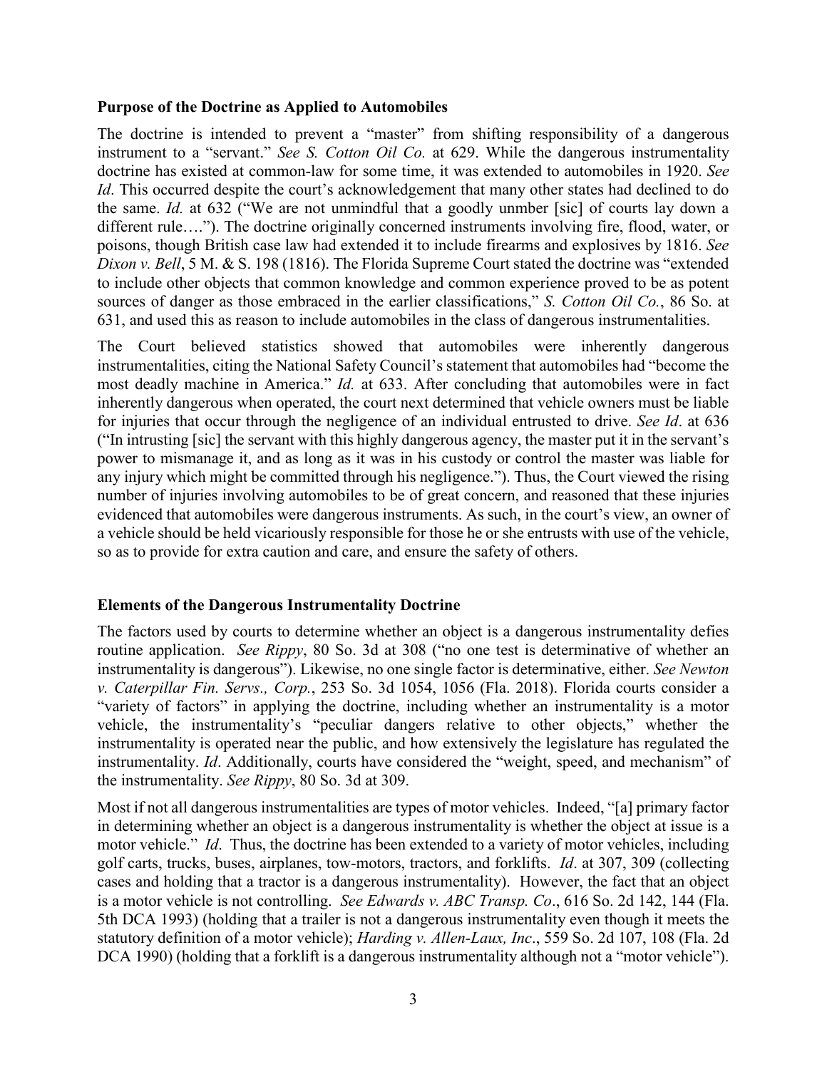**Purpose of the Doctrine as Applied to Automobiles**

The doctrine is intended to prevent a "master" from shifting responsibility of a dangerous instrument to a "servant." *See S. Cotton Oil Co.* at 629. While the dangerous instrumentality doctrine has existed at common-law for some time, it was extended to automobiles in 1920. *See Id*. This occurred despite the court's acknowledgement that many other states had declined to do the same. *Id.* at 632 ("We are not unmindful that a goodly unmber [sic] of courts lay down a different rule…."). The doctrine originally concerned instruments involving fire, flood, water, or poisons, though British case law had extended it to include firearms and explosives by 1816. *See Dixon v. Bell*, 5 M. & S. 198 (1816). The Florida Supreme Court stated the doctrine was "extended to include other objects that common knowledge and common experience proved to be as potent sources of danger as those embraced in the earlier classifications," *S. Cotton Oil Co.*, 86 So. at 631, and used this as reason to include automobiles in the class of dangerous instrumentalities.

The Court believed statistics showed that automobiles were inherently dangerous instrumentalities, citing the National Safety Council's statement that automobiles had "become the most deadly machine in America." *Id.* at 633. After concluding that automobiles were in fact inherently dangerous when operated, the court next determined that vehicle owners must be liable for injuries that occur through the negligence of an individual entrusted to drive. *See Id*. at 636 ("In intrusting [sic] the servant with this highly dangerous agency, the master put it in the servant's power to mismanage it, and as long as it was in his custody or control the master was liable for any injury which might be committed through his negligence."). Thus, the Court viewed the rising number of injuries involving automobiles to be of great concern, and reasoned that these injuries evidenced that automobiles were dangerous instruments. As such, in the court's view, an owner of a vehicle should be held vicariously responsible for those he or she entrusts with use of the vehicle, so as to provide for extra caution and care, and ensure the safety of others.

**Elements of the Dangerous Instrumentality Doctrine**

The factors used by courts to determine whether an object is a dangerous instrumentality defies routine application. *See Rippy*, 80 So. 3d at 308 ("no one test is determinative of whether an instrumentality is dangerous"). Likewise, no one single factor is determinative, either. *See Newton v. Caterpillar Fin. Servs., Corp.*, 253 So. 3d 1054, 1056 (Fla. 2018). Florida courts consider a "variety of factors" in applying the doctrine, including whether an instrumentality is a motor vehicle, the instrumentality's "peculiar dangers relative to other objects," whether the instrumentality is operated near the public, and how extensively the legislature has regulated the instrumentality. *Id*. Additionally, courts have considered the "weight, speed, and mechanism" of the instrumentality. *See Rippy*, 80 So. 3d at 309.

Most if not all dangerous instrumentalities are types of motor vehicles. Indeed, "[a] primary factor in determining whether an object is a dangerous instrumentality is whether the object at issue is a motor vehicle." *Id*. Thus, the doctrine has been extended to a variety of motor vehicles, including golf carts, trucks, buses, airplanes, tow-motors, tractors, and forklifts. *Id*. at 307, 309 (collecting cases and holding that a tractor is a dangerous instrumentality). However, the fact that an object is a motor vehicle is not controlling. *See Edwards v. ABC Transp. Co*., 616 So. 2d 142, 144 (Fla. 5th DCA 1993) (holding that a trailer is not a dangerous instrumentality even though it meets the statutory definition of a motor vehicle); *Harding v. Allen-Laux, Inc*., 559 So. 2d 107, 108 (Fla. 2d DCA 1990) (holding that a forklift is a dangerous instrumentality although not a "motor vehicle").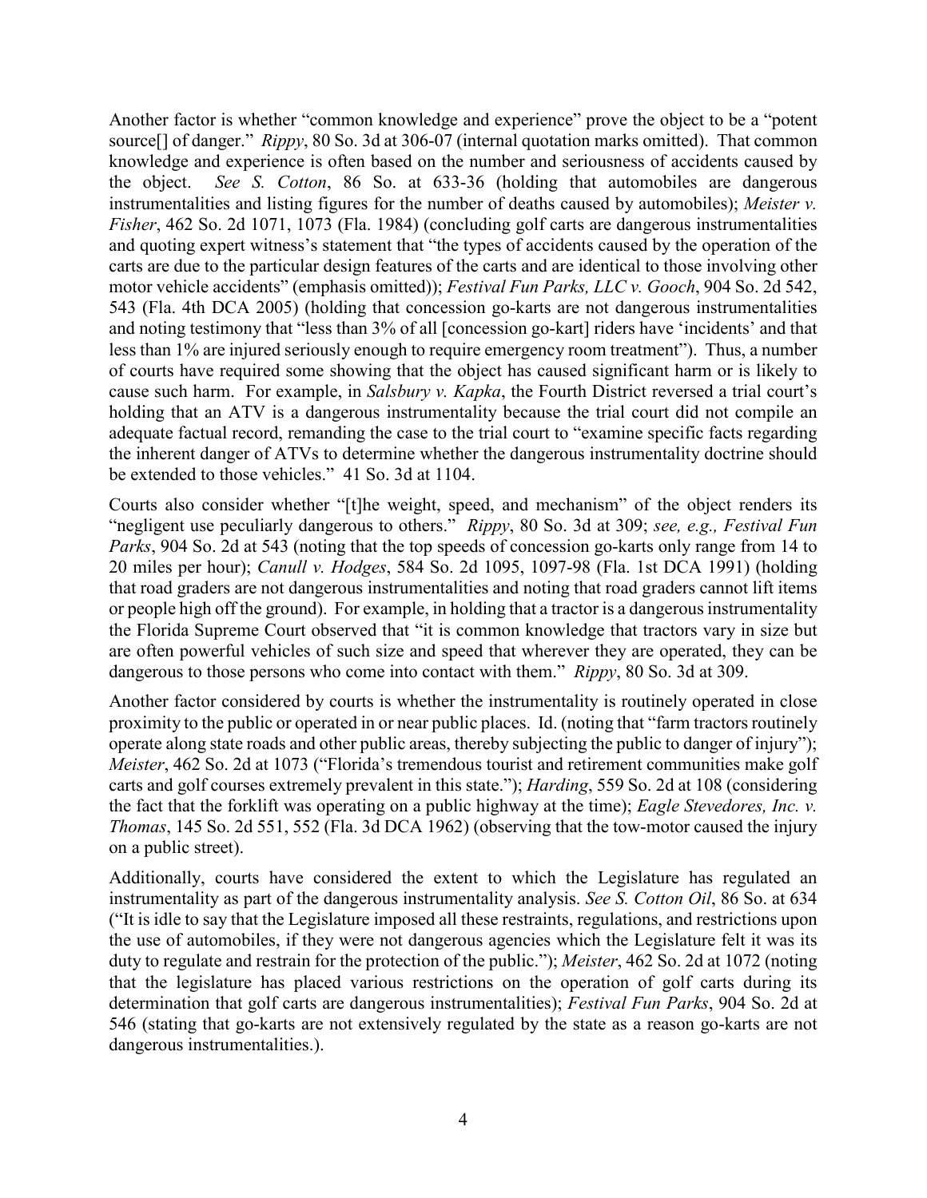Another factor is whether "common knowledge and experience" prove the object to be a "potent source[] of danger." *Rippy*, 80 So. 3d at 306-07 (internal quotation marks omitted). That common knowledge and experience is often based on the number and seriousness of accidents caused by the object. *See S. Cotton*, 86 So. at 633-36 (holding that automobiles are dangerous instrumentalities and listing figures for the number of deaths caused by automobiles); *Meister v. Fisher*, 462 So. 2d 1071, 1073 (Fla. 1984) (concluding golf carts are dangerous instrumentalities and quoting expert witness's statement that "the types of accidents caused by the operation of the carts are due to the particular design features of the carts and are identical to those involving other motor vehicle accidents" (emphasis omitted)); *Festival Fun Parks, LLC v. Gooch*, 904 So. 2d 542, 543 (Fla. 4th DCA 2005) (holding that concession go-karts are not dangerous instrumentalities and noting testimony that "less than 3% of all [concession go-kart] riders have 'incidents' and that less than 1% are injured seriously enough to require emergency room treatment"). Thus, a number of courts have required some showing that the object has caused significant harm or is likely to cause such harm. For example, in *Salsbury v. Kapka*, the Fourth District reversed a trial court's holding that an ATV is a dangerous instrumentality because the trial court did not compile an adequate factual record, remanding the case to the trial court to "examine specific facts regarding the inherent danger of ATVs to determine whether the dangerous instrumentality doctrine should be extended to those vehicles." 41 So. 3d at 1104.

Courts also consider whether "[t]he weight, speed, and mechanism" of the object renders its "negligent use peculiarly dangerous to others." *Rippy*, 80 So. 3d at 309; *see, e.g., Festival Fun Parks*, 904 So. 2d at 543 (noting that the top speeds of concession go-karts only range from 14 to 20 miles per hour); *Canull v. Hodges*, 584 So. 2d 1095, 1097-98 (Fla. 1st DCA 1991) (holding that road graders are not dangerous instrumentalities and noting that road graders cannot lift items or people high off the ground). For example, in holding that a tractor is a dangerous instrumentality the Florida Supreme Court observed that "it is common knowledge that tractors vary in size but are often powerful vehicles of such size and speed that wherever they are operated, they can be dangerous to those persons who come into contact with them." *Rippy*, 80 So. 3d at 309.

Another factor considered by courts is whether the instrumentality is routinely operated in close proximity to the public or operated in or near public places. Id. (noting that "farm tractors routinely operate along state roads and other public areas, thereby subjecting the public to danger of injury"); *Meister*, 462 So. 2d at 1073 ("Florida's tremendous tourist and retirement communities make golf carts and golf courses extremely prevalent in this state."); *Harding*, 559 So. 2d at 108 (considering the fact that the forklift was operating on a public highway at the time); *Eagle Stevedores, Inc. v. Thomas*, 145 So. 2d 551, 552 (Fla. 3d DCA 1962) (observing that the tow-motor caused the injury on a public street).

Additionally, courts have considered the extent to which the Legislature has regulated an instrumentality as part of the dangerous instrumentality analysis. *See S. Cotton Oil*, 86 So. at 634 ("It is idle to say that the Legislature imposed all these restraints, regulations, and restrictions upon the use of automobiles, if they were not dangerous agencies which the Legislature felt it was its duty to regulate and restrain for the protection of the public."); *Meister*, 462 So. 2d at 1072 (noting that the legislature has placed various restrictions on the operation of golf carts during its determination that golf carts are dangerous instrumentalities); *Festival Fun Parks*, 904 So. 2d at 546 (stating that go-karts are not extensively regulated by the state as a reason go-karts are not dangerous instrumentalities.).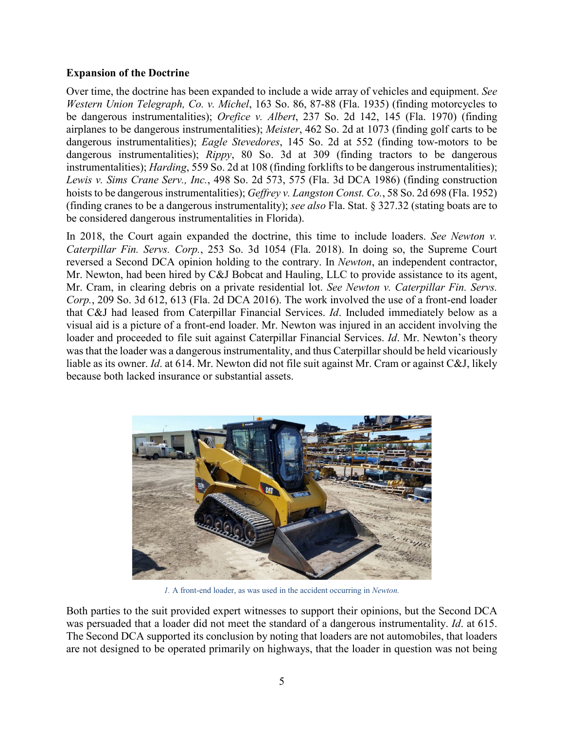**Expansion of the Doctrine**

Over time, the doctrine has been expanded to include a wide array of vehicles and equipment. *See Western Union Telegraph, Co. v. Michel*, 163 So. 86, 87-88 (Fla. 1935) (finding motorcycles to be dangerous instrumentalities); *Orefice v. Albert*, 237 So. 2d 142, 145 (Fla. 1970) (finding airplanes to be dangerous instrumentalities); *Meister*, 462 So. 2d at 1073 (finding golf carts to be dangerous instrumentalities); *Eagle Stevedores*, 145 So. 2d at 552 (finding tow-motors to be dangerous instrumentalities); *Rippy*, 80 So. 3d at 309 (finding tractors to be dangerous instrumentalities); *Harding*, 559 So. 2d at 108 (finding forklifts to be dangerous instrumentalities); *Lewis v. Sims Crane Serv., Inc.*, 498 So. 2d 573, 575 (Fla. 3d DCA 1986) (finding construction hoists to be dangerous instrumentalities); *Geffrey v. Langston Const. Co.*, 58 So. 2d 698 (Fla. 1952) (finding cranes to be a dangerous instrumentality); *see also* Fla. Stat. § 327.32 (stating boats are to be considered dangerous instrumentalities in Florida).

In 2018, the Court again expanded the doctrine, this time to include loaders. *See Newton v. Caterpillar Fin. Servs. Corp.*, 253 So. 3d 1054 (Fla. 2018). In doing so, the Supreme Court reversed a Second DCA opinion holding to the contrary. In *Newton*, an independent contractor, Mr. Newton, had been hired by C&J Bobcat and Hauling, LLC to provide assistance to its agent, Mr. Cram, in clearing debris on a private residential lot. *See Newton v. Caterpillar Fin. Servs. Corp.*, 209 So. 3d 612, 613 (Fla. 2d DCA 2016). The work involved the use of a front-end loader that C&J had leased from Caterpillar Financial Services. *Id*. Included immediately below as a visual aid is a picture of a front-end loader. Mr. Newton was injured in an accident involving the loader and proceeded to file suit against Caterpillar Financial Services. *Id*. Mr. Newton's theory was that the loader was a dangerous instrumentality, and thus Caterpillar should be held vicariously liable as its owner. *Id*. at 614. Mr. Newton did not file suit against Mr. Cram or against C&J, likely because both lacked insurance or substantial assets.

*1.* A front-end loader, as was used in the accident occurring in *Newton.*

Both parties to the suit provided expert witnesses to support their opinions, but the Second DCA was persuaded that a loader did not meet the standard of a dangerous instrumentality. *Id*. at 615. The Second DCA supported its conclusion by noting that loaders are not automobiles, that loaders are not designed to be operated primarily on highways, that the loader in question was not being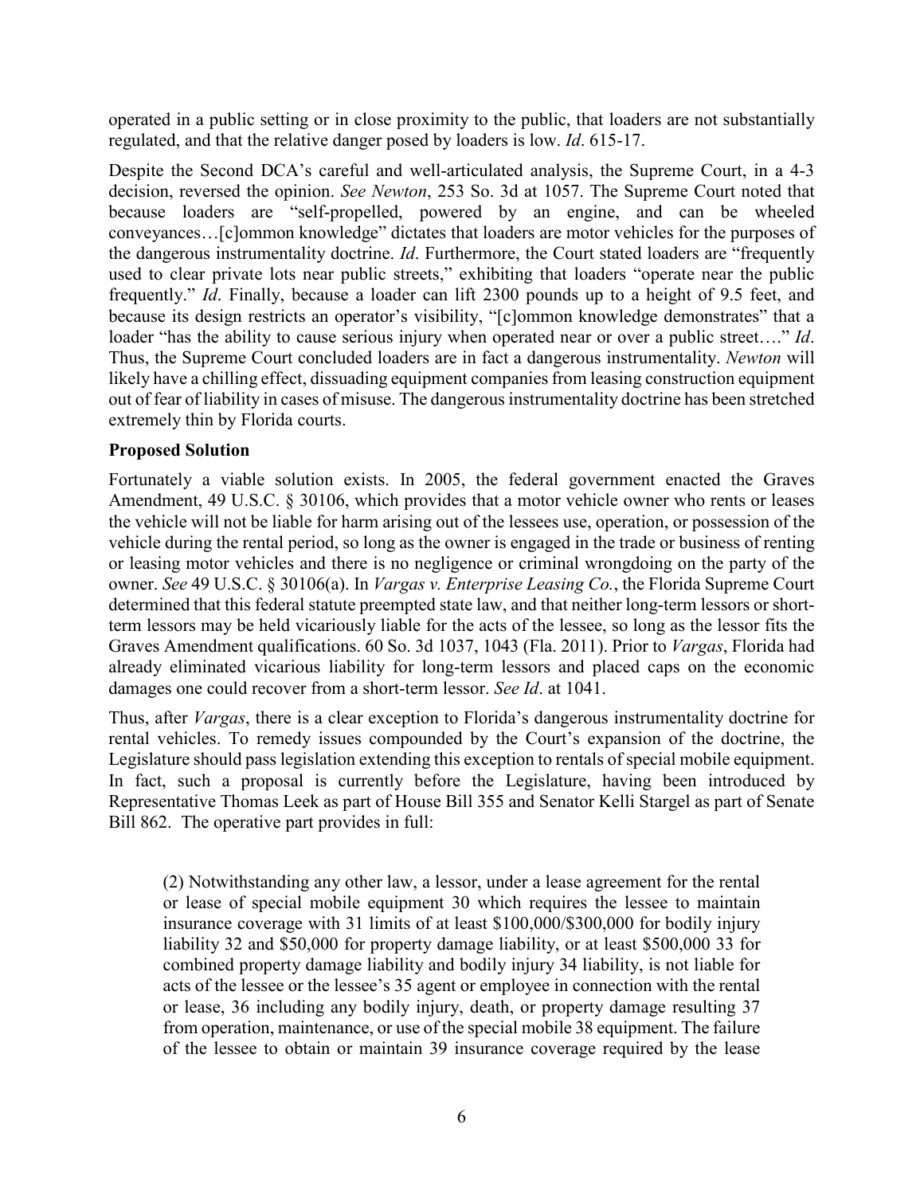operated in a public setting or in close proximity to the public, that loaders are not substantially regulated, and that the relative danger posed by loaders is low. *Id*. 615-17.

Despite the Second DCA's careful and well-articulated analysis, the Supreme Court, in a 4-3 decision, reversed the opinion. *See Newton*, 253 So. 3d at 1057. The Supreme Court noted that because loaders are "self-propelled, powered by an engine, and can be wheeled conveyances…[c]ommon knowledge" dictates that loaders are motor vehicles for the purposes of the dangerous instrumentality doctrine. *Id*. Furthermore, the Court stated loaders are "frequently used to clear private lots near public streets," exhibiting that loaders "operate near the public frequently." *Id*. Finally, because a loader can lift 2300 pounds up to a height of 9.5 feet, and because its design restricts an operator's visibility, "[c]ommon knowledge demonstrates" that a loader "has the ability to cause serious injury when operated near or over a public street…." *Id*. Thus, the Supreme Court concluded loaders are in fact a dangerous instrumentality. *Newton* will likely have a chilling effect, dissuading equipment companies from leasing construction equipment out of fear of liability in cases of misuse. The dangerous instrumentality doctrine has been stretched extremely thin by Florida courts.

**Proposed Solution**

Fortunately a viable solution exists. In 2005, the federal government enacted the Graves Amendment, 49 U.S.C. § 30106, which provides that a motor vehicle owner who rents or leases the vehicle will not be liable for harm arising out of the lessees use, operation, or possession of the vehicle during the rental period, so long as the owner is engaged in the trade or business of renting or leasing motor vehicles and there is no negligence or criminal wrongdoing on the party of the owner. *See* 49 U.S.C. § 30106(a). In *Vargas v. Enterprise Leasing Co.*, the Florida Supreme Court determined that this federal statute preempted state law, and that neither long-term lessors or short-term lessors may be held vicariously liable for the acts of the lessee, so long as the lessor fits the Graves Amendment qualifications. 60 So. 3d 1037, 1043 (Fla. 2011). Prior to *Vargas*, Florida had already eliminated vicarious liability for long-term lessors and placed caps on the economic damages one could recover from a short-term lessor. *See Id*. at 1041.

Thus, after *Vargas*, there is a clear exception to Florida's dangerous instrumentality doctrine for rental vehicles. To remedy issues compounded by the Court's expansion of the doctrine, the Legislature should pass legislation extending this exception to rentals of special mobile equipment. In fact, such a proposal is currently before the Legislature, having been introduced by Representative Thomas Leek as part of House Bill 355 and Senator Kelli Stargel as part of Senate Bill 862. The operative part provides in full:

> (2) Notwithstanding any other law, a lessor, under a lease agreement for the rental or lease of special mobile equipment 30 which requires the lessee to maintain insurance coverage with 31 limits of at least $100,000/$300,000 for bodily injury liability 32 and $50,000 for property damage liability, or at least $500,000 33 for combined property damage liability and bodily injury 34 liability, is not liable for acts of the lessee or the lessee's 35 agent or employee in connection with the rental or lease, 36 including any bodily injury, death, or property damage resulting 37 from operation, maintenance, or use of the special mobile 38 equipment. The failure of the lessee to obtain or maintain 39 insurance coverage required by the lease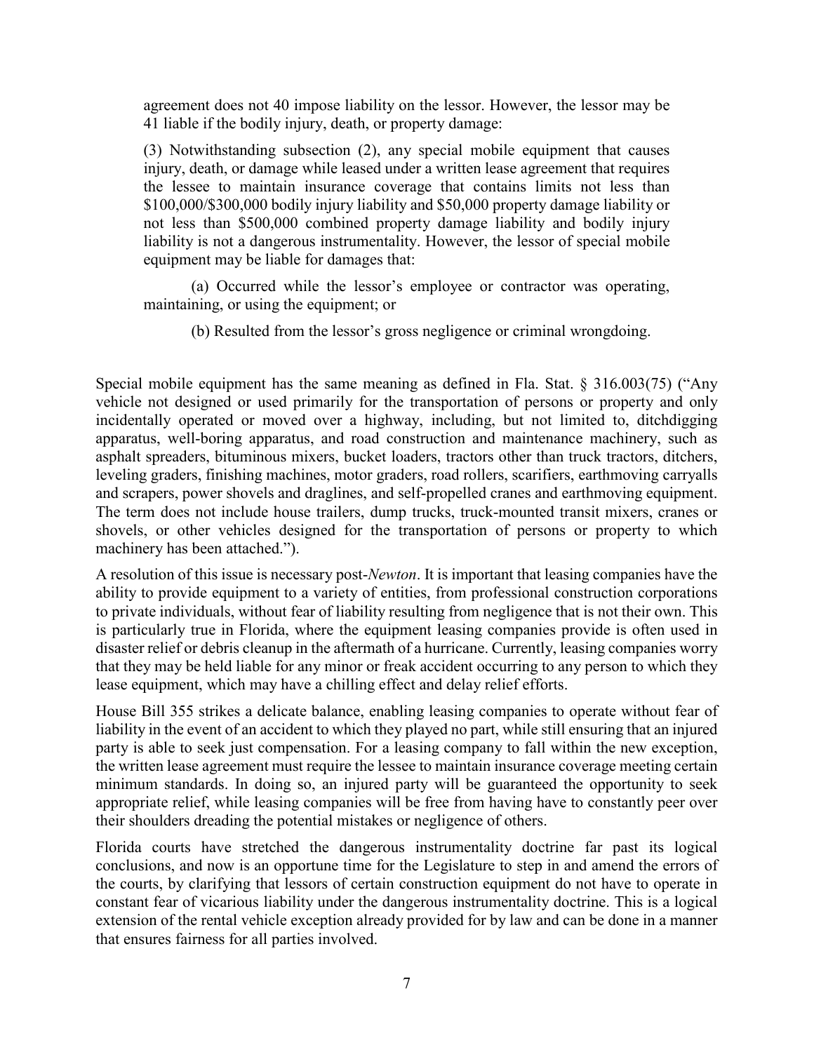agreement does not 40 impose liability on the lessor. However, the lessor may be 41 liable if the bodily injury, death, or property damage:

> (3) Notwithstanding subsection (2), any special mobile equipment that causes injury, death, or damage while leased under a written lease agreement that requires the lessee to maintain insurance coverage that contains limits not less than \$100,000/\$300,000 bodily injury liability and \$50,000 property damage liability or not less than \$500,000 combined property damage liability and bodily injury liability is not a dangerous instrumentality. However, the lessor of special mobile equipment may be liable for damages that:
>
> (a) Occurred while the lessor's employee or contractor was operating, maintaining, or using the equipment; or
>
> (b) Resulted from the lessor's gross negligence or criminal wrongdoing.

Special mobile equipment has the same meaning as defined in Fla. Stat. § 316.003(75) ("Any vehicle not designed or used primarily for the transportation of persons or property and only incidentally operated or moved over a highway, including, but not limited to, ditchdigging apparatus, well-boring apparatus, and road construction and maintenance machinery, such as asphalt spreaders, bituminous mixers, bucket loaders, tractors other than truck tractors, ditchers, leveling graders, finishing machines, motor graders, road rollers, scarifiers, earthmoving carryalls and scrapers, power shovels and draglines, and self-propelled cranes and earthmoving equipment. The term does not include house trailers, dump trucks, truck-mounted transit mixers, cranes or shovels, or other vehicles designed for the transportation of persons or property to which machinery has been attached.").

A resolution of this issue is necessary post-*Newton*. It is important that leasing companies have the ability to provide equipment to a variety of entities, from professional construction corporations to private individuals, without fear of liability resulting from negligence that is not their own. This is particularly true in Florida, where the equipment leasing companies provide is often used in disaster relief or debris cleanup in the aftermath of a hurricane. Currently, leasing companies worry that they may be held liable for any minor or freak accident occurring to any person to which they lease equipment, which may have a chilling effect and delay relief efforts.

House Bill 355 strikes a delicate balance, enabling leasing companies to operate without fear of liability in the event of an accident to which they played no part, while still ensuring that an injured party is able to seek just compensation. For a leasing company to fall within the new exception, the written lease agreement must require the lessee to maintain insurance coverage meeting certain minimum standards. In doing so, an injured party will be guaranteed the opportunity to seek appropriate relief, while leasing companies will be free from having have to constantly peer over their shoulders dreading the potential mistakes or negligence of others.

Florida courts have stretched the dangerous instrumentality doctrine far past its logical conclusions, and now is an opportune time for the Legislature to step in and amend the errors of the courts, by clarifying that lessors of certain construction equipment do not have to operate in constant fear of vicarious liability under the dangerous instrumentality doctrine. This is a logical extension of the rental vehicle exception already provided for by law and can be done in a manner that ensures fairness for all parties involved.